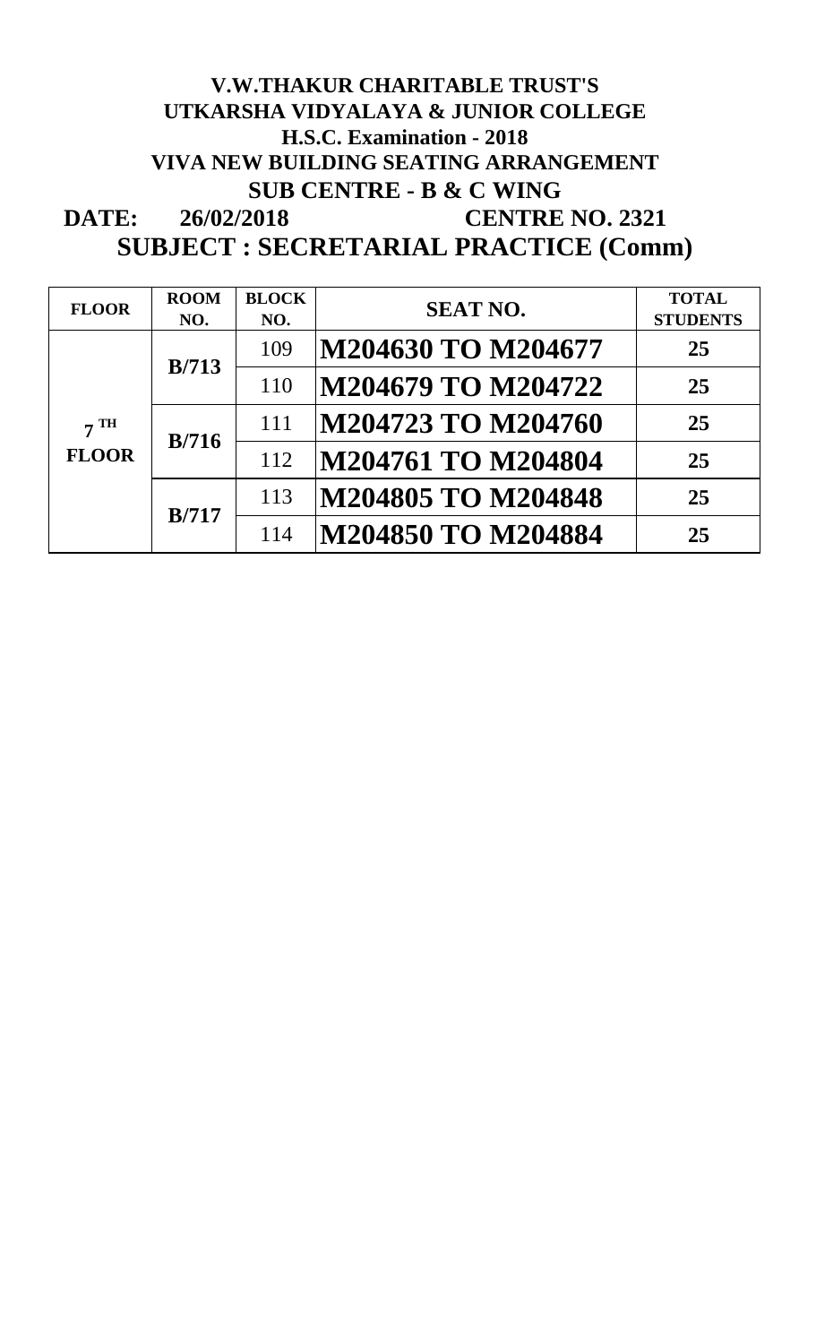# V.W.THAKUR CHARITABLE TRUST'S
# UTKARSHA VIDYALAYA & JUNIOR COLLEGE
## H.S.C. Examination - 2018
## VIVA NEW BUILDING SEATING ARRANGEMENT
## SUB CENTRE - B & C WING

**DATE: 26/02/2018** **CENTRE NO. 2321**

## SUBJECT : SECRETARIAL PRACTICE (Comm)

| FLOOR | ROOM NO. | BLOCK NO. | SEAT NO. | TOTAL STUDENTS |
|---|---|---|---|---|
| 7 TH FLOOR | B/713 | 109 | M204630 TO M204677 | 25 |
| | | 110 | M204679 TO M204722 | 25 |
| | B/716 | 111 | M204723 TO M204760 | 25 |
| | | 112 | M204761 TO M204804 | 25 |
| | B/717 | 113 | M204805 TO M204848 | 25 |
| | | 114 | M204850 TO M204884 | 25 |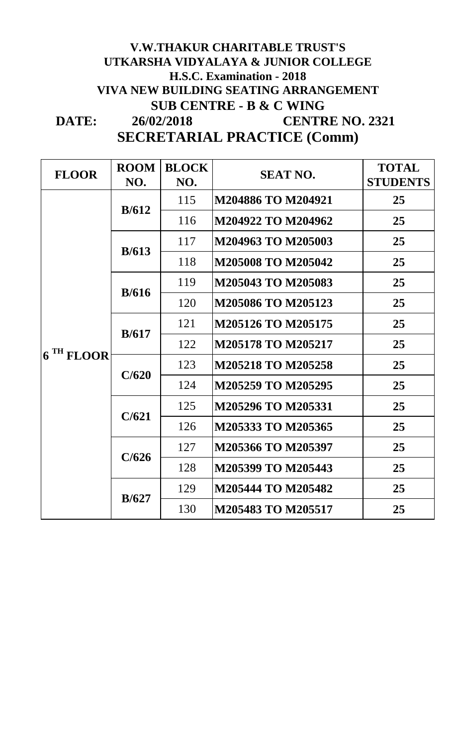**V.W.THAKUR CHARITABLE TRUST'S**

**UTKARSHA VIDYALAYA & JUNIOR COLLEGE**

**H.S.C. Examination - 2018**

**VIVA NEW BUILDING SEATING ARRANGEMENT**

**SUB CENTRE - B & C WING**

**DATE: 26/02/2018 CENTRE NO. 2321**

## SECRETARIAL PRACTICE (Comm)

| FLOOR | ROOM NO. | BLOCK NO. | SEAT NO. | TOTAL STUDENTS |
|---|---|---|---|---|
| 6 TH FLOOR | B/612 | 115 | M204886 TO M204921 | 25 |
| | | 116 | M204922 TO M204962 | 25 |
| | B/613 | 117 | M204963 TO M205003 | 25 |
| | | 118 | M205008 TO M205042 | 25 |
| | B/616 | 119 | M205043 TO M205083 | 25 |
| | | 120 | M205086 TO M205123 | 25 |
| | B/617 | 121 | M205126 TO M205175 | 25 |
| | | 122 | M205178 TO M205217 | 25 |
| | C/620 | 123 | M205218 TO M205258 | 25 |
| | | 124 | M205259 TO M205295 | 25 |
| | C/621 | 125 | M205296 TO M205331 | 25 |
| | | 126 | M205333 TO M205365 | 25 |
| | C/626 | 127 | M205366 TO M205397 | 25 |
| | | 128 | M205399 TO M205443 | 25 |
| | B/627 | 129 | M205444 TO M205482 | 25 |
| | | 130 | M205483 TO M205517 | 25 |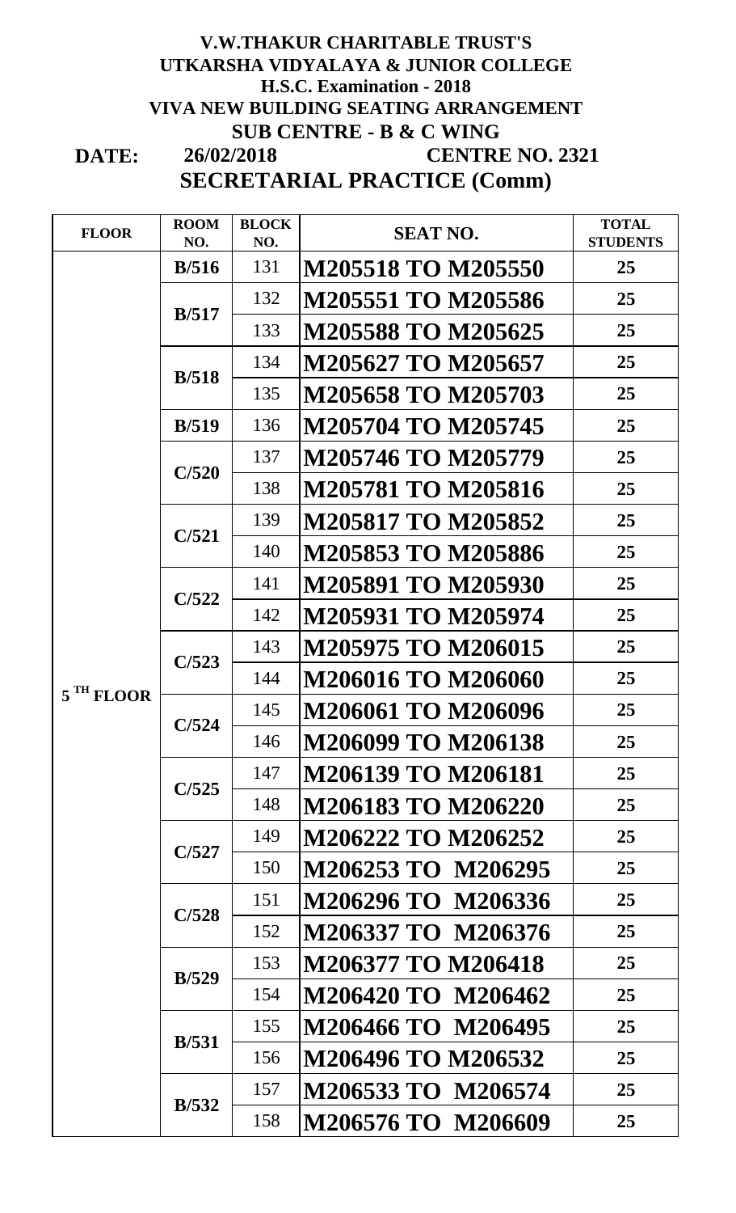**V.W.THAKUR CHARITABLE TRUST'S**
**UTKARSHA VIDYALAYA & JUNIOR COLLEGE**
**H.S.C. Examination - 2018**
**VIVA NEW BUILDING SEATING ARRANGEMENT**
**SUB CENTRE - B & C WING**

**DATE: 26/02/2018 CENTRE NO. 2321**

**SECRETARIAL PRACTICE (Comm)**

| FLOOR | ROOM NO. | BLOCK NO. | SEAT NO. | TOTAL STUDENTS |
|---|---|---|---|---|
| 5 TH FLOOR | B/516 | 131 | M205518 TO M205550 | 25 |
| | B/517 | 132 | M205551 TO M205586 | 25 |
| | | 133 | M205588 TO M205625 | 25 |
| | B/518 | 134 | M205627 TO M205657 | 25 |
| | | 135 | M205658 TO M205703 | 25 |
| | B/519 | 136 | M205704 TO M205745 | 25 |
| | C/520 | 137 | M205746 TO M205779 | 25 |
| | | 138 | M205781 TO M205816 | 25 |
| | C/521 | 139 | M205817 TO M205852 | 25 |
| | | 140 | M205853 TO M205886 | 25 |
| | C/522 | 141 | M205891 TO M205930 | 25 |
| | | 142 | M205931 TO M205974 | 25 |
| | C/523 | 143 | M205975 TO M206015 | 25 |
| | | 144 | M206016 TO M206060 | 25 |
| | C/524 | 145 | M206061 TO M206096 | 25 |
| | | 146 | M206099 TO M206138 | 25 |
| | C/525 | 147 | M206139 TO M206181 | 25 |
| | | 148 | M206183 TO M206220 | 25 |
| | C/527 | 149 | M206222 TO M206252 | 25 |
| | | 150 | M206253 TO M206295 | 25 |
| | C/528 | 151 | M206296 TO M206336 | 25 |
| | | 152 | M206337 TO M206376 | 25 |
| | B/529 | 153 | M206377 TO M206418 | 25 |
| | | 154 | M206420 TO M206462 | 25 |
| | B/531 | 155 | M206466 TO M206495 | 25 |
| | | 156 | M206496 TO M206532 | 25 |
| | B/532 | 157 | M206533 TO M206574 | 25 |
| | | 158 | M206576 TO M206609 | 25 |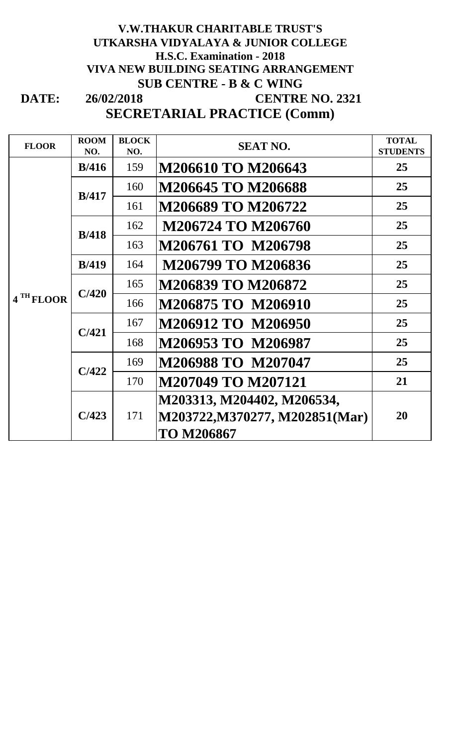**V.W.THAKUR CHARITABLE TRUST'S**
**UTKARSHA VIDYALAYA & JUNIOR COLLEGE**
**H.S.C. Examination - 2018**
**VIVA NEW BUILDING SEATING ARRANGEMENT**
**SUB CENTRE - B & C WING**

**DATE: 26/02/2018 CENTRE NO. 2321**

## SECRETARIAL PRACTICE (Comm)

| FLOOR | ROOM NO. | BLOCK NO. | SEAT NO. | TOTAL STUDENTS |
|---|---|---|---|---|
| 4 TH FLOOR | B/416 | 159 | M206610 TO M206643 | 25 |
| | B/417 | 160 | M206645 TO M206688 | 25 |
| | | 161 | M206689 TO M206722 | 25 |
| | B/418 | 162 | M206724 TO M206760 | 25 |
| | | 163 | M206761 TO M206798 | 25 |
| | B/419 | 164 | M206799 TO M206836 | 25 |
| | C/420 | 165 | M206839 TO M206872 | 25 |
| | | 166 | M206875 TO M206910 | 25 |
| | C/421 | 167 | M206912 TO M206950 | 25 |
| | | 168 | M206953 TO M206987 | 25 |
| | C/422 | 169 | M206988 TO M207047 | 25 |
| | | 170 | M207049 TO M207121 | 21 |
| | C/423 | 171 | M203313, M204402, M206534, M203722,M370277, M202851(Mar) TO M206867 | 20 |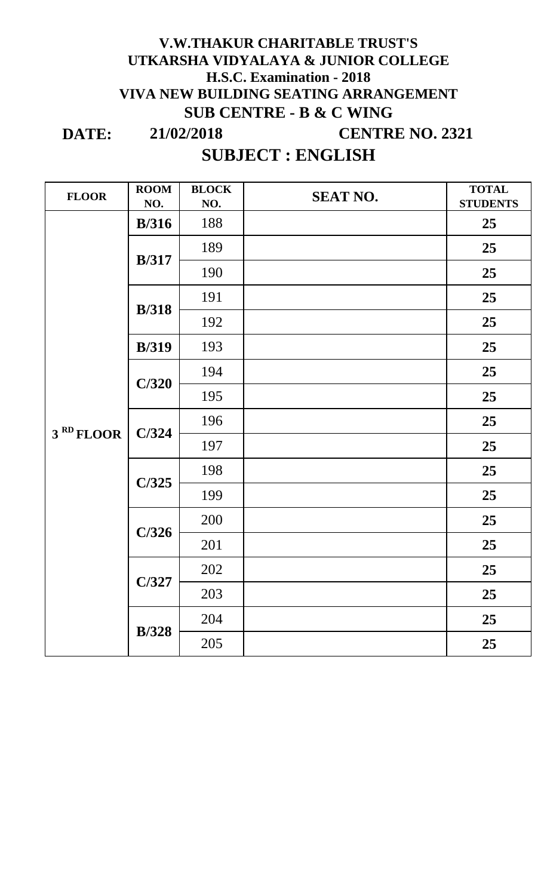# V.W.THAKUR CHARITABLE TRUST'S
# UTKARSHA VIDYALAYA & JUNIOR COLLEGE
## H.S.C. Examination - 2018
## VIVA NEW BUILDING SEATING ARRANGEMENT
## SUB CENTRE - B & C WING

**DATE:** **21/02/2018** **CENTRE NO. 2321**

## SUBJECT : ENGLISH

| FLOOR | ROOM NO. | BLOCK NO. | SEAT NO. | TOTAL STUDENTS |
|---|---|---|---|---|
| 3 RD FLOOR | B/316 | 188 | | 25 |
| | B/317 | 189 | | 25 |
| | | 190 | | 25 |
| | B/318 | 191 | | 25 |
| | | 192 | | 25 |
| | B/319 | 193 | | 25 |
| | C/320 | 194 | | 25 |
| | | 195 | | 25 |
| | C/324 | 196 | | 25 |
| | | 197 | | 25 |
| | C/325 | 198 | | 25 |
| | | 199 | | 25 |
| | C/326 | 200 | | 25 |
| | | 201 | | 25 |
| | C/327 | 202 | | 25 |
| | | 203 | | 25 |
| | B/328 | 204 | | 25 |
| | | 205 | | 25 |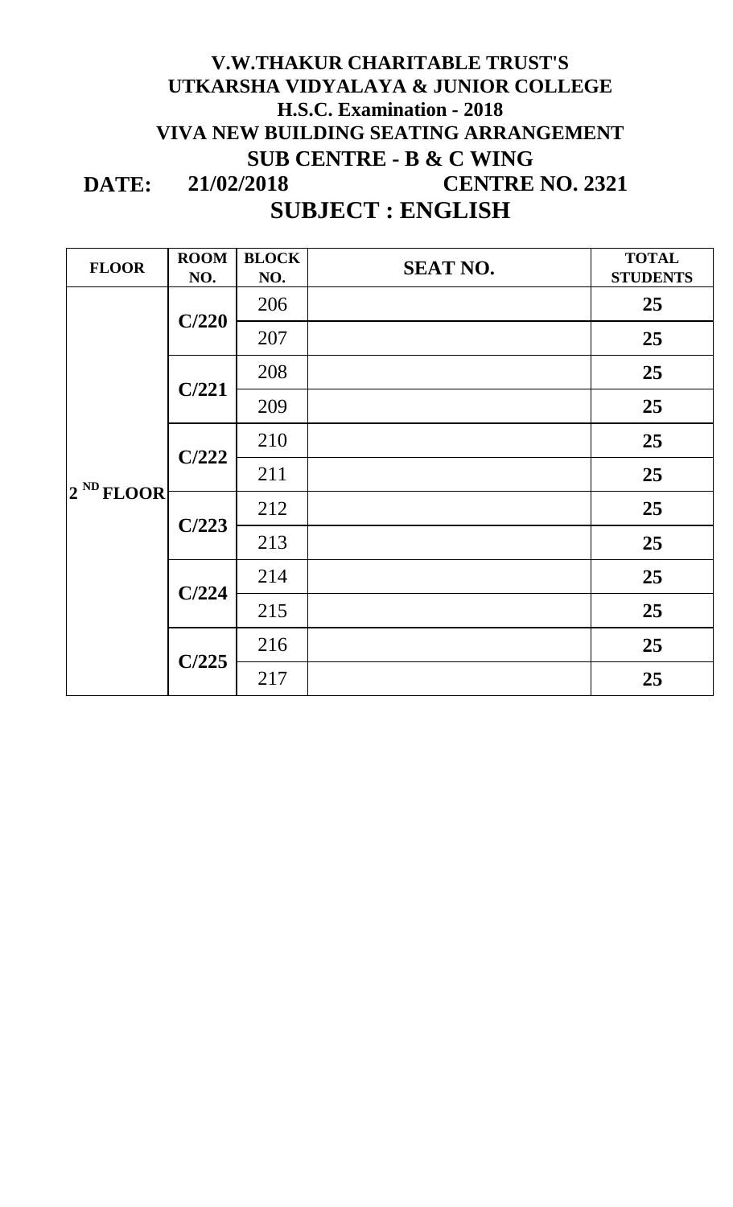**V.W.THAKUR CHARITABLE TRUST'S**

**UTKARSHA VIDYALAYA & JUNIOR COLLEGE**

**H.S.C. Examination - 2018**

**VIVA NEW BUILDING SEATING ARRANGEMENT**

**SUB CENTRE - B & C WING**

**DATE: 21/02/2018 CENTRE NO. 2321**

## SUBJECT : ENGLISH

| FLOOR | ROOM NO. | BLOCK NO. | SEAT NO. | TOTAL STUDENTS |
|---|---|---|---|---|
| 2 ND FLOOR | C/220 | 206 | | 25 |
| | | 207 | | 25 |
| | C/221 | 208 | | 25 |
| | | 209 | | 25 |
| | C/222 | 210 | | 25 |
| | | 211 | | 25 |
| | C/223 | 212 | | 25 |
| | | 213 | | 25 |
| | C/224 | 214 | | 25 |
| | | 215 | | 25 |
| | C/225 | 216 | | 25 |
| | | 217 | | 25 |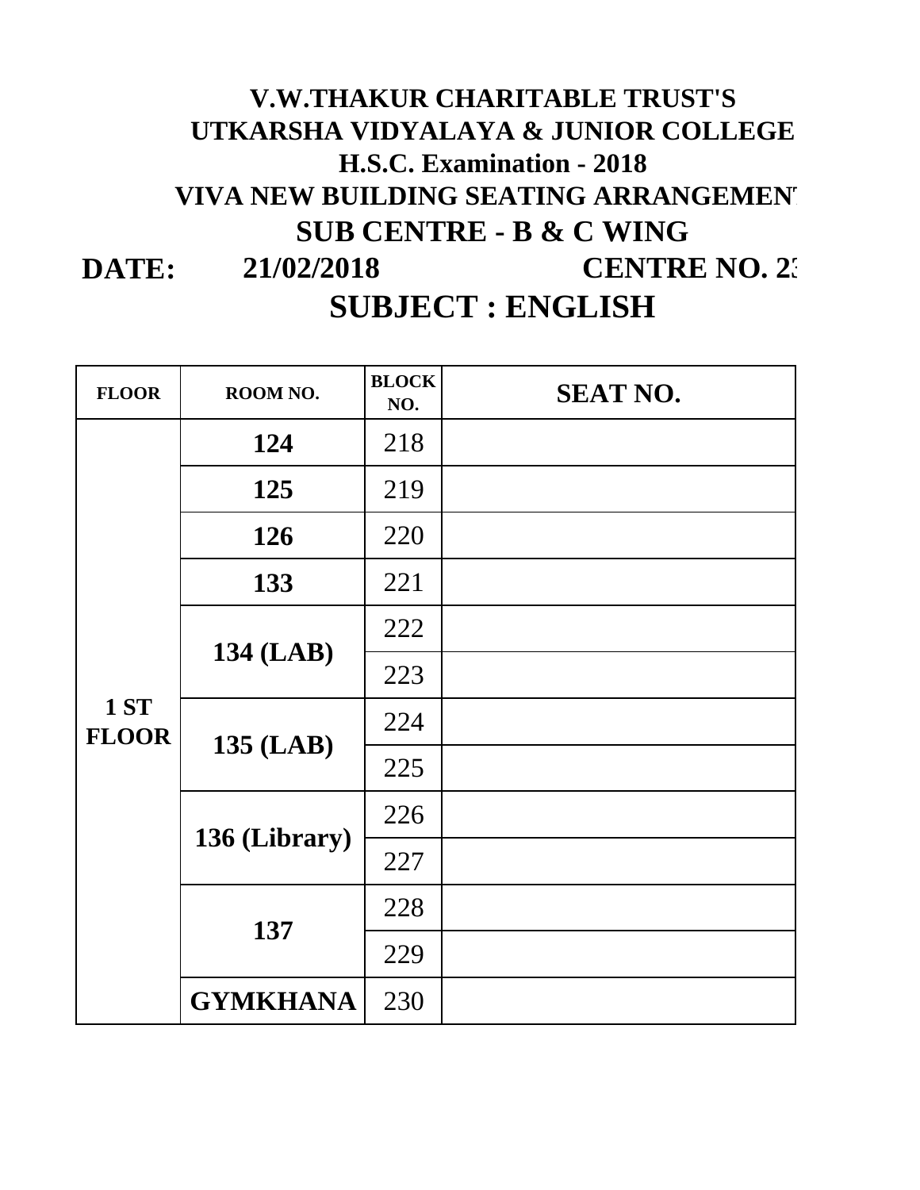# V.W.THAKUR CHARITABLE TRUST'S

# UTKARSHA VIDYALAYA & JUNIOR COLLEGE

## H.S.C. Examination - 2018

## VIVA NEW BUILDING SEATING ARRANGEMENT

## SUB CENTRE - B & C WING

**DATE:** **21/02/2018** **CENTRE NO. 23**

## SUBJECT : ENGLISH

| FLOOR | ROOM NO. | BLOCK NO. | SEAT NO. |
|---|---|---|---|
| 1 ST FLOOR | 124 | 218 | |
| | 125 | 219 | |
| | 126 | 220 | |
| | 133 | 221 | |
| | 134 (LAB) | 222 | |
| | | 223 | |
| | 135 (LAB) | 224 | |
| | | 225 | |
| | 136 (Library) | 226 | |
| | | 227 | |
| | 137 | 228 | |
| | | 229 | |
| | GYMKHANA | 230 | |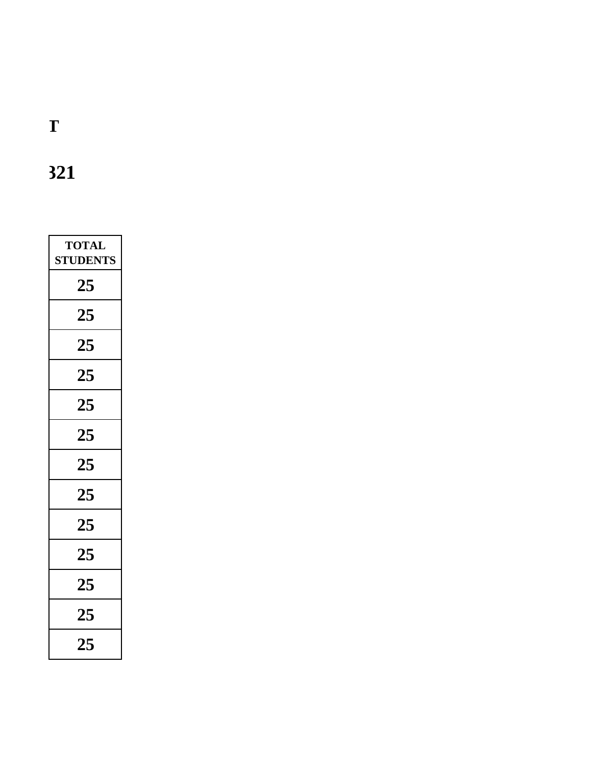**T**

**321**

| TOTAL STUDENTS |
|---|
| 25 |
| 25 |
| 25 |
| 25 |
| 25 |
| 25 |
| 25 |
| 25 |
| 25 |
| 25 |
| 25 |
| 25 |
| 25 |